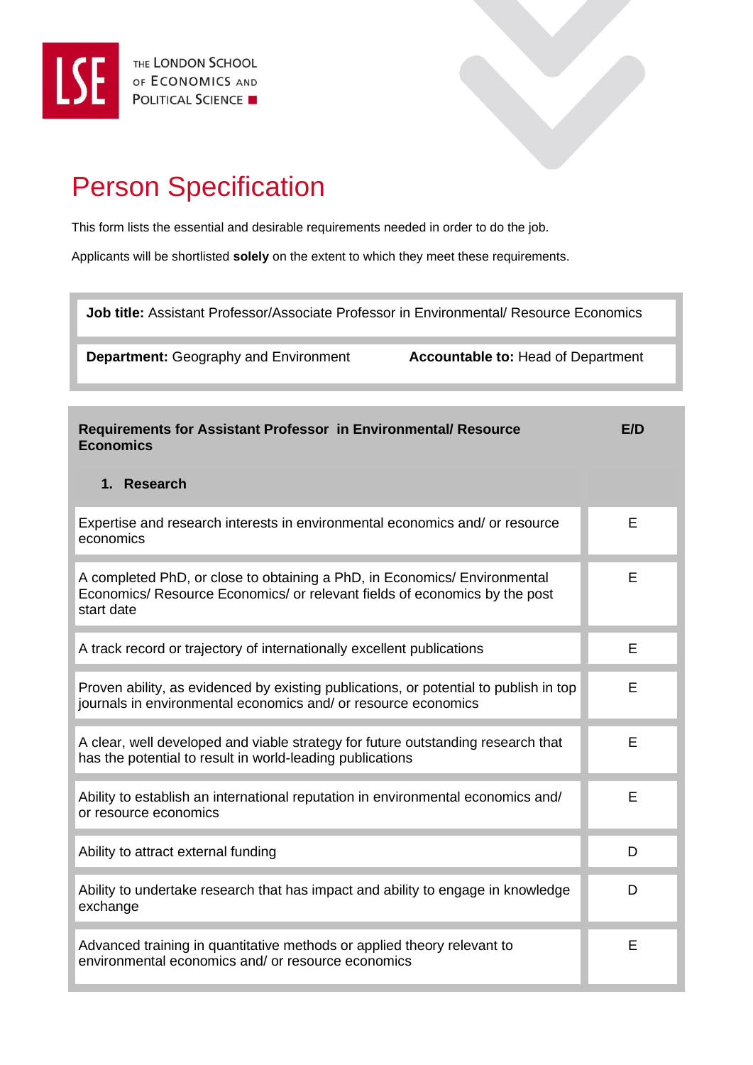THE LONDON SCHOOL OF ECONOMICS AND POLITICAL SCIENCE

# Person Specification

This form lists the essential and desirable requirements needed in order to do the job.

Applicants will be shortlisted **solely** on the extent to which they meet these requirements.

| **Job title:** Assistant Professor/Associate Professor in Environmental/ Resource Economics | |
|---|---|
| **Department:** Geography and Environment | **Accountable to:** Head of Department |

| **Requirements for Assistant Professor in Environmental/ Resource Economics** | **E/D** |
|---|---|
| **1. Research** | |
| Expertise and research interests in environmental economics and/ or resource economics | E |
| A completed PhD, or close to obtaining a PhD, in Economics/ Environmental Economics/ Resource Economics/ or relevant fields of economics by the post start date | E |
| A track record or trajectory of internationally excellent publications | E |
| Proven ability, as evidenced by existing publications, or potential to publish in top journals in environmental economics and/ or resource economics | E |
| A clear, well developed and viable strategy for future outstanding research that has the potential to result in world-leading publications | E |
| Ability to establish an international reputation in environmental economics and/ or resource economics | E |
| Ability to attract external funding | D |
| Ability to undertake research that has impact and ability to engage in knowledge exchange | D |
| Advanced training in quantitative methods or applied theory relevant to environmental economics and/ or resource economics | E |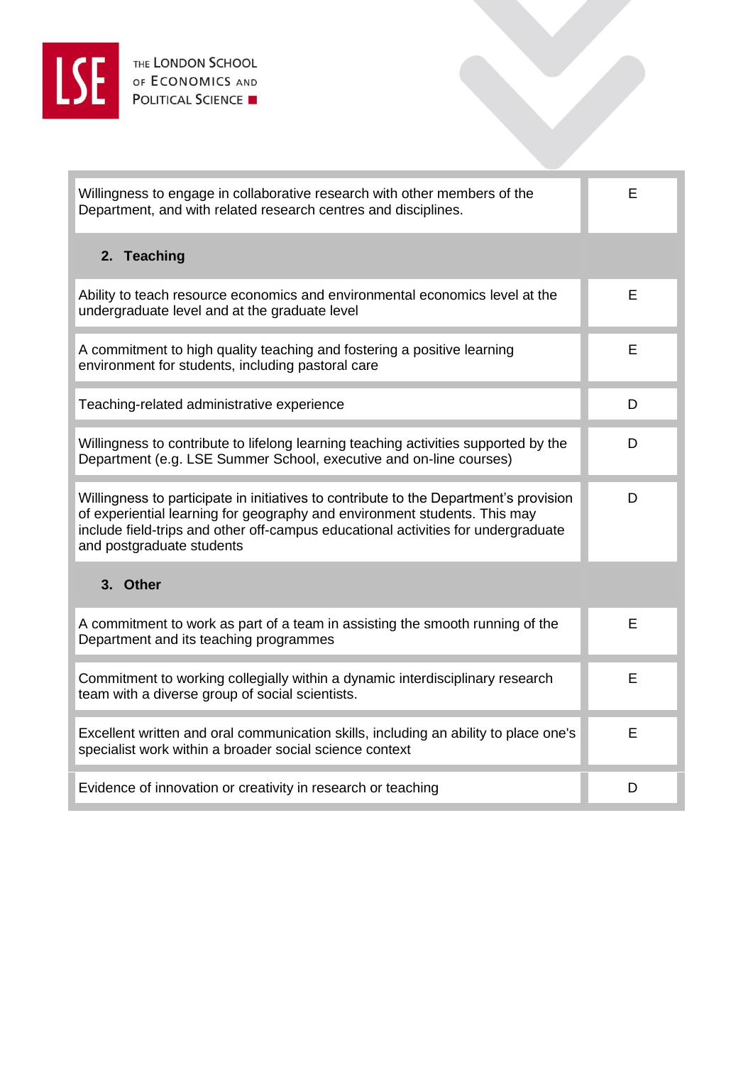| | |
|---|---|
| Willingness to engage in collaborative research with other members of the Department, and with related research centres and disciplines. | E |
| **2. Teaching** | |
| Ability to teach resource economics and environmental economics level at the undergraduate level and at the graduate level | E |
| A commitment to high quality teaching and fostering a positive learning environment for students, including pastoral care | E |
| Teaching-related administrative experience | D |
| Willingness to contribute to lifelong learning teaching activities supported by the Department (e.g. LSE Summer School, executive and on-line courses) | D |
| Willingness to participate in initiatives to contribute to the Department's provision of experiential learning for geography and environment students. This may include field-trips and other off-campus educational activities for undergraduate and postgraduate students | D |
| **3. Other** | |
| A commitment to work as part of a team in assisting the smooth running of the Department and its teaching programmes | E |
| Commitment to working collegially within a dynamic interdisciplinary research team with a diverse group of social scientists. | E |
| Excellent written and oral communication skills, including an ability to place one's specialist work within a broader social science context | E |
| Evidence of innovation or creativity in research or teaching | D |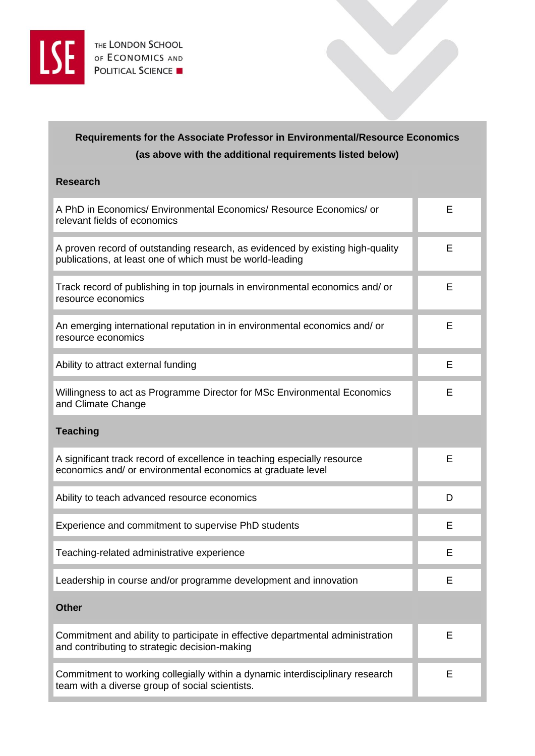**Requirements for the Associate Professor in Environmental/Resource Economics (as above with the additional requirements listed below)**

| | |
|---|---|
| **Research** | |
| A PhD in Economics/ Environmental Economics/ Resource Economics/ or relevant fields of economics | E |
| A proven record of outstanding research, as evidenced by existing high-quality publications, at least one of which must be world-leading | E |
| Track record of publishing in top journals in environmental economics and/ or resource economics | E |
| An emerging international reputation in in environmental economics and/ or resource economics | E |
| Ability to attract external funding | E |
| Willingness to act as Programme Director for MSc Environmental Economics and Climate Change | E |
| **Teaching** | |
| A significant track record of excellence in teaching especially resource economics and/ or environmental economics at graduate level | E |
| Ability to teach advanced resource economics | D |
| Experience and commitment to supervise PhD students | E |
| Teaching-related administrative experience | E |
| Leadership in course and/or programme development and innovation | E |
| **Other** | |
| Commitment and ability to participate in effective departmental administration and contributing to strategic decision-making | E |
| Commitment to working collegially within a dynamic interdisciplinary research team with a diverse group of social scientists. | E |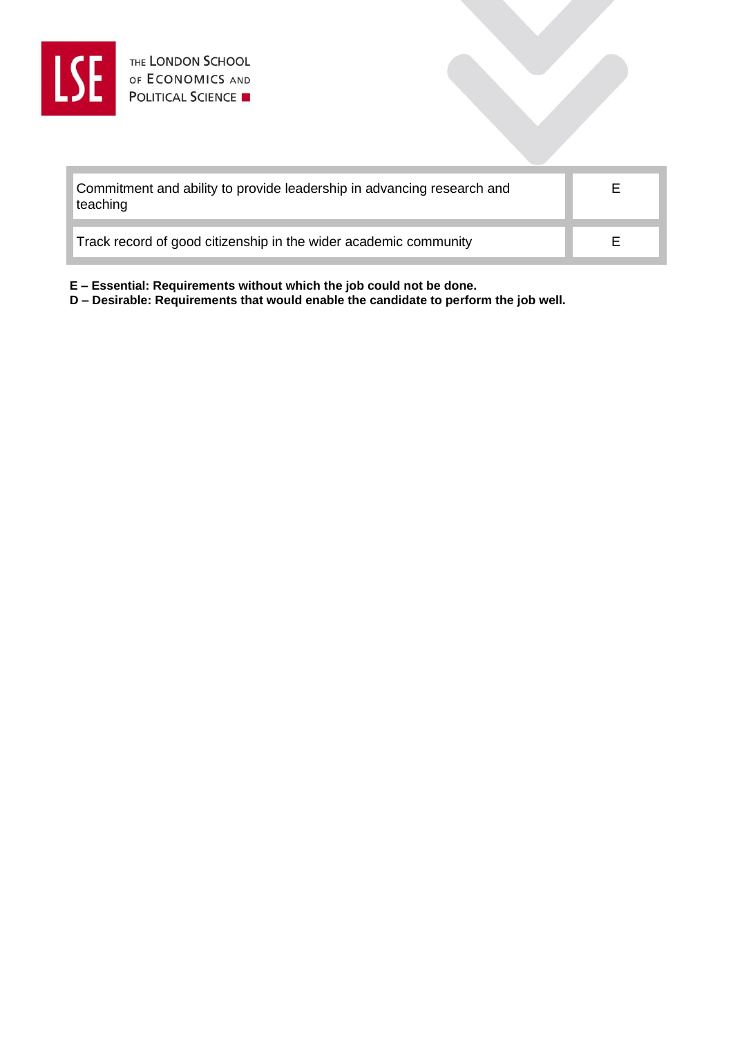| | |
|---|---|
| Commitment and ability to provide leadership in advancing research and teaching | E |
| Track record of good citizenship in the wider academic community | E |

**E – Essential: Requirements without which the job could not be done.**
**D – Desirable: Requirements that would enable the candidate to perform the job well.**